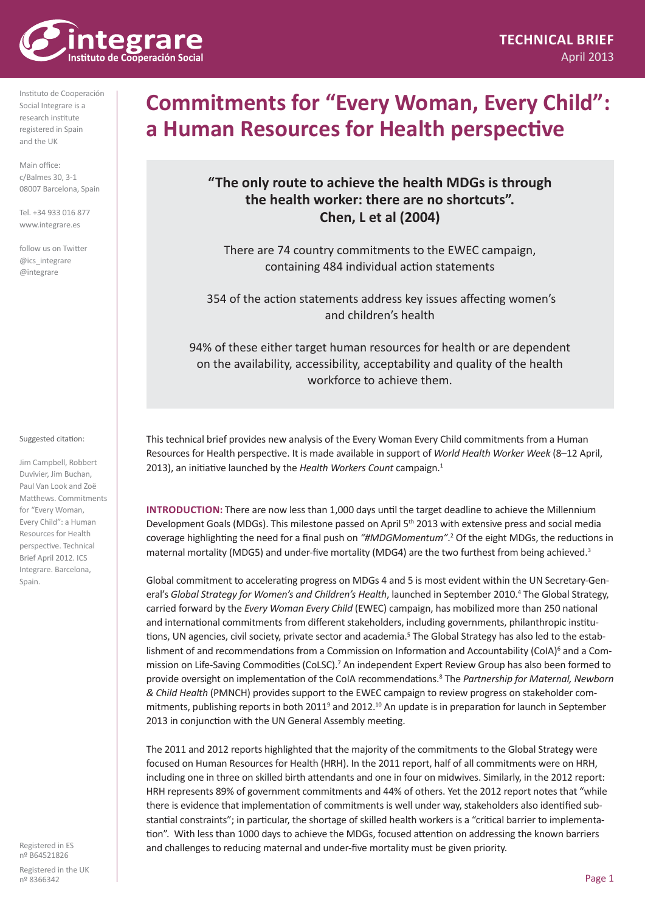**TECHNICAL BRIEF**
April 2013

Instituto de Cooperación Social Integrare is a research institute registered in Spain and the UK

Main office:
c/Balmes 30, 3-1
08007 Barcelona, Spain

Tel. +34 933 016 877
www.integrare.es

follow us on Twitter
@ics_integrare
@integrare

# Commitments for "Every Woman, Every Child": a Human Resources for Health perspective

> **"The only route to achieve the health MDGs is through the health worker: there are no shortcuts". Chen, L et al (2004)**
>
> There are 74 country commitments to the EWEC campaign, containing 484 individual action statements
>
> 354 of the action statements address key issues affecting women's and children's health
>
> 94% of these either target human resources for health or are dependent on the availability, accessibility, acceptability and quality of the health workforce to achieve them.

This technical brief provides new analysis of the Every Woman Every Child commitments from a Human Resources for Health perspective. It is made available in support of *World Health Worker Week* (8–12 April, 2013), an initiative launched by the *Health Workers Count* campaign.[1]

**INTRODUCTION:** There are now less than 1,000 days until the target deadline to achieve the Millennium Development Goals (MDGs). This milestone passed on April 5th 2013 with extensive press and social media coverage highlighting the need for a final push on *"#MDGMomentum"*.[2] Of the eight MDGs, the reductions in maternal mortality (MDG5) and under-five mortality (MDG4) are the two furthest from being achieved.[3]

Global commitment to accelerating progress on MDGs 4 and 5 is most evident within the UN Secretary-General's *Global Strategy for Women's and Children's Health*, launched in September 2010.[4] The Global Strategy, carried forward by the *Every Woman Every Child* (EWEC) campaign, has mobilized more than 250 national and international commitments from different stakeholders, including governments, philanthropic institutions, UN agencies, civil society, private sector and academia.[5] The Global Strategy has also led to the establishment of and recommendations from a Commission on Information and Accountability (CoIA)[6] and a Commission on Life-Saving Commodities (CoLSC).[7] An independent Expert Review Group has also been formed to provide oversight on implementation of the CoIA recommendations.[8] The *Partnership for Maternal, Newborn & Child Health* (PMNCH) provides support to the EWEC campaign to review progress on stakeholder commitments, publishing reports in both 2011[9] and 2012.[10] An update is in preparation for launch in September 2013 in conjunction with the UN General Assembly meeting.

The 2011 and 2012 reports highlighted that the majority of the commitments to the Global Strategy were focused on Human Resources for Health (HRH). In the 2011 report, half of all commitments were on HRH, including one in three on skilled birth attendants and one in four on midwives. Similarly, in the 2012 report: HRH represents 89% of government commitments and 44% of others. Yet the 2012 report notes that "while there is evidence that implementation of commitments is well under way, stakeholders also identified substantial constraints"; in particular, the shortage of skilled health workers is a "critical barrier to implementation". With less than 1000 days to achieve the MDGs, focused attention on addressing the known barriers and challenges to reducing maternal and under-five mortality must be given priority.

Suggested citation:

Jim Campbell, Robbert Duvivier, Jim Buchan, Paul Van Look and Zoë Matthews. Commitments for "Every Woman, Every Child": a Human Resources for Health perspective. Technical Brief April 2012. ICS Integrare. Barcelona, Spain.

Registered in ES
nº B64521826

Registered in the UK
nº 8366342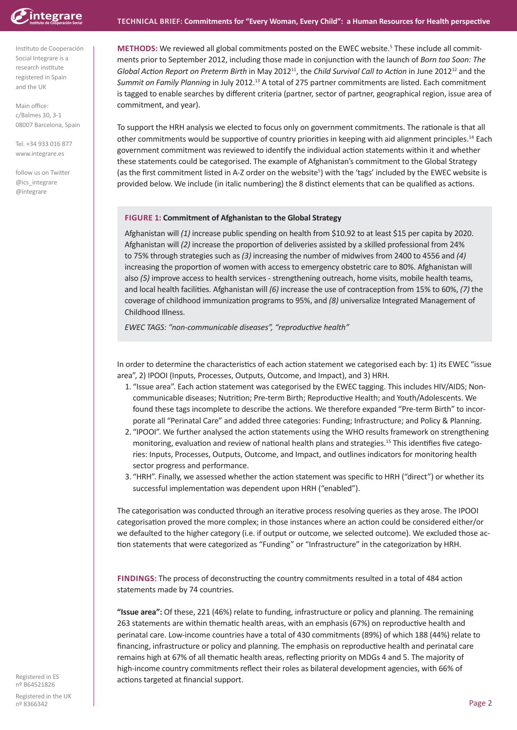**METHODS:** We reviewed all global commitments posted on the EWEC website.[5] These include all commitments prior to September 2012, including those made in conjunction with the launch of *Born too Soon: The Global Action Report on Preterm Birth* in May 2012[11], the *Child Survival Call to Action* in June 2012[12] and the *Summit on Family Planning* in July 2012.[13] A total of 275 partner commitments are listed. Each commitment is tagged to enable searches by different criteria (partner, sector of partner, geographical region, issue area of commitment, and year).

To support the HRH analysis we elected to focus only on government commitments. The rationale is that all other commitments would be supportive of country priorities in keeping with aid alignment principles.[14] Each government commitment was reviewed to identify the individual action statements within it and whether these statements could be categorised. The example of Afghanistan's commitment to the Global Strategy (as the first commitment listed in A-Z order on the website[5]) with the 'tags' included by the EWEC website is provided below. We include (in italic numbering) the 8 distinct elements that can be qualified as actions.

> **FIGURE 1: Commitment of Afghanistan to the Global Strategy**
>
> Afghanistan will *(1)* increase public spending on health from $10.92 to at least $15 per capita by 2020. Afghanistan will *(2)* increase the proportion of deliveries assisted by a skilled professional from 24% to 75% through strategies such as *(3)* increasing the number of midwives from 2400 to 4556 and *(4)* increasing the proportion of women with access to emergency obstetric care to 80%. Afghanistan will also *(5)* improve access to health services - strengthening outreach, home visits, mobile health teams, and local health facilities. Afghanistan will *(6)* increase the use of contraception from 15% to 60%, *(7)* the coverage of childhood immunization programs to 95%, and *(8)* universalize Integrated Management of Childhood Illness.
>
> *EWEC TAGS: "non-communicable diseases", "reproductive health"*

In order to determine the characteristics of each action statement we categorised each by: 1) its EWEC "issue area", 2) IPOOI (Inputs, Processes, Outputs, Outcome, and Impact), and 3) HRH.

1. "Issue area". Each action statement was categorised by the EWEC tagging. This includes HIV/AIDS; Non-communicable diseases; Nutrition; Pre-term Birth; Reproductive Health; and Youth/Adolescents. We found these tags incomplete to describe the actions. We therefore expanded "Pre-term Birth" to incorporate all "Perinatal Care" and added three categories: Funding; Infrastructure; and Policy & Planning.
2. "IPOOI". We further analysed the action statements using the WHO results framework on strengthening monitoring, evaluation and review of national health plans and strategies.[15] This identifies five categories: Inputs, Processes, Outputs, Outcome, and Impact, and outlines indicators for monitoring health sector progress and performance.
3. "HRH". Finally, we assessed whether the action statement was specific to HRH ("direct") or whether its successful implementation was dependent upon HRH ("enabled").

The categorisation was conducted through an iterative process resolving queries as they arose. The IPOOI categorisation proved the more complex; in those instances where an action could be considered either/or we defaulted to the higher category (i.e. if output or outcome, we selected outcome). We excluded those action statements that were categorized as "Funding" or "Infrastructure" in the categorization by HRH.

**FINDINGS:** The process of deconstructing the country commitments resulted in a total of 484 action statements made by 74 countries.

**"Issue area":** Of these, 221 (46%) relate to funding, infrastructure or policy and planning. The remaining 263 statements are within thematic health areas, with an emphasis (67%) on reproductive health and perinatal care. Low-income countries have a total of 430 commitments (89%) of which 188 (44%) relate to financing, infrastructure or policy and planning. The emphasis on reproductive health and perinatal care remains high at 67% of all thematic health areas, reflecting priority on MDGs 4 and 5. The majority of high-income country commitments reflect their roles as bilateral development agencies, with 66% of actions targeted at financial support.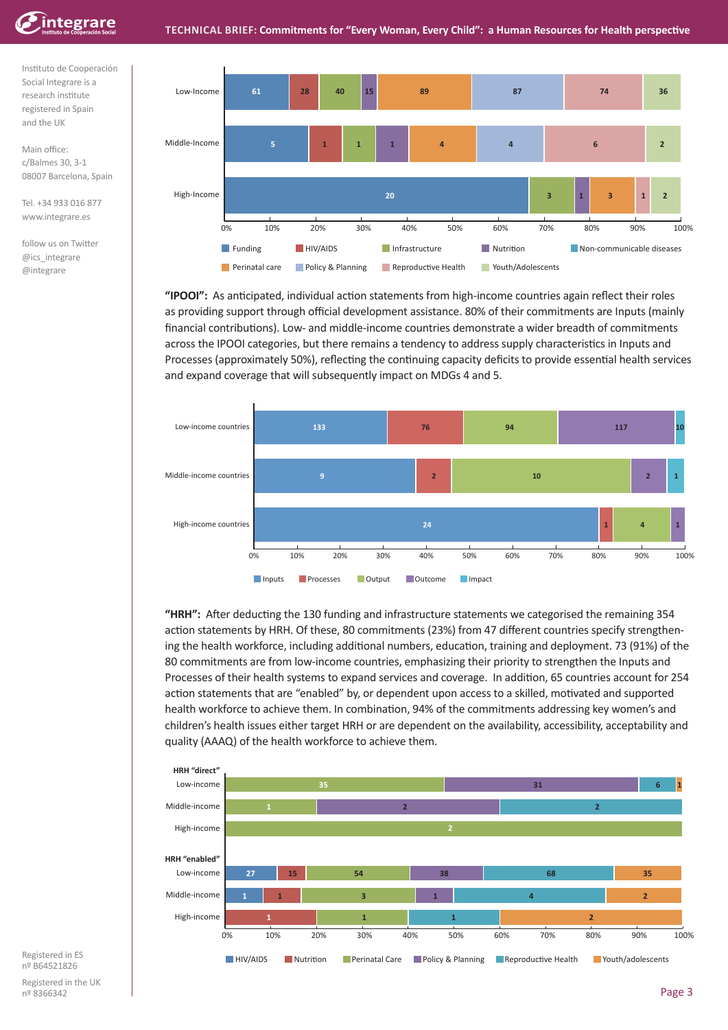Instituto de Cooperación Social Integrare is a research institute registered in Spain and the UK

Main office:
c/Balmes 30, 3-1
08007 Barcelona, Spain

Tel. +34 933 016 877
www.integrare.es

follow us on Twitter
@ics_integrare
@integrare

| | Funding | HIV/AIDS | Infrastructure | Nutrition | Non-communicable diseases | Perinatal care | Policy & Planning | Reproductive Health | Youth/Adolescents |
|---|---|---|---|---|---|---|---|---|---|
| Low-Income | 61 | 28 | 40 | 15 | | 89 | 87 | 74 | 36 |
| Middle-Income | 5 | 1 | 1 | 1 | | 4 | 4 | 6 | 2 |
| High-Income | 20 | | 3 | 1 | | 3 | | 1 | 2 |

**"IPOOI":** As anticipated, individual action statements from high-income countries again reflect their roles as providing support through official development assistance. 80% of their commitments are Inputs (mainly financial contributions). Low- and middle-income countries demonstrate a wider breadth of commitments across the IPOOI categories, but there remains a tendency to address supply characteristics in Inputs and Processes (approximately 50%), reflecting the continuing capacity deficits to provide essential health services and expand coverage that will subsequently impact on MDGs 4 and 5.

| | Inputs | Processes | Output | Outcome | Impact |
|---|---|---|---|---|---|
| Low-income countries | 133 | 76 | 94 | 117 | 10 |
| Middle-income countries | 9 | 2 | 10 | 2 | 1 |
| High-income countries | 24 | 1 | 4 | 1 | |

**"HRH":** After deducting the 130 funding and infrastructure statements we categorised the remaining 354 action statements by HRH. Of these, 80 commitments (23%) from 47 different countries specify strengthening the health workforce, including additional numbers, education, training and deployment. 73 (91%) of the 80 commitments are from low-income countries, emphasizing their priority to strengthen the Inputs and Processes of their health systems to expand services and coverage. In addition, 65 countries account for 254 action statements that are "enabled" by, or dependent upon access to a skilled, motivated and supported health workforce to achieve them. In combination, 94% of the commitments addressing key women's and children's health issues either target HRH or are dependent on the availability, accessibility, acceptability and quality (AAAQ) of the health workforce to achieve them.

| | HIV/AIDS | Nutrition | Perinatal Care | Policy & Planning | Reproductive Health | Youth/adolescents |
|---|---|---|---|---|---|---|
| **HRH "direct"** | | | | | | |
| Low-income | | | 35 | 31 | 6 | 1 |
| Middle-income | | | 1 | 2 | 2 | |
| High-income | | | 2 | | | |
| **HRH "enabled"** | | | | | | |
| Low-income | 27 | 15 | 54 | 38 | 68 | 35 |
| Middle-income | 1 | 1 | 3 | 1 | 4 | 2 |
| High-income | | 1 | 1 | | 1 | 2 |

Registered in ES
nº B64521826

Registered in the UK
nº 8366342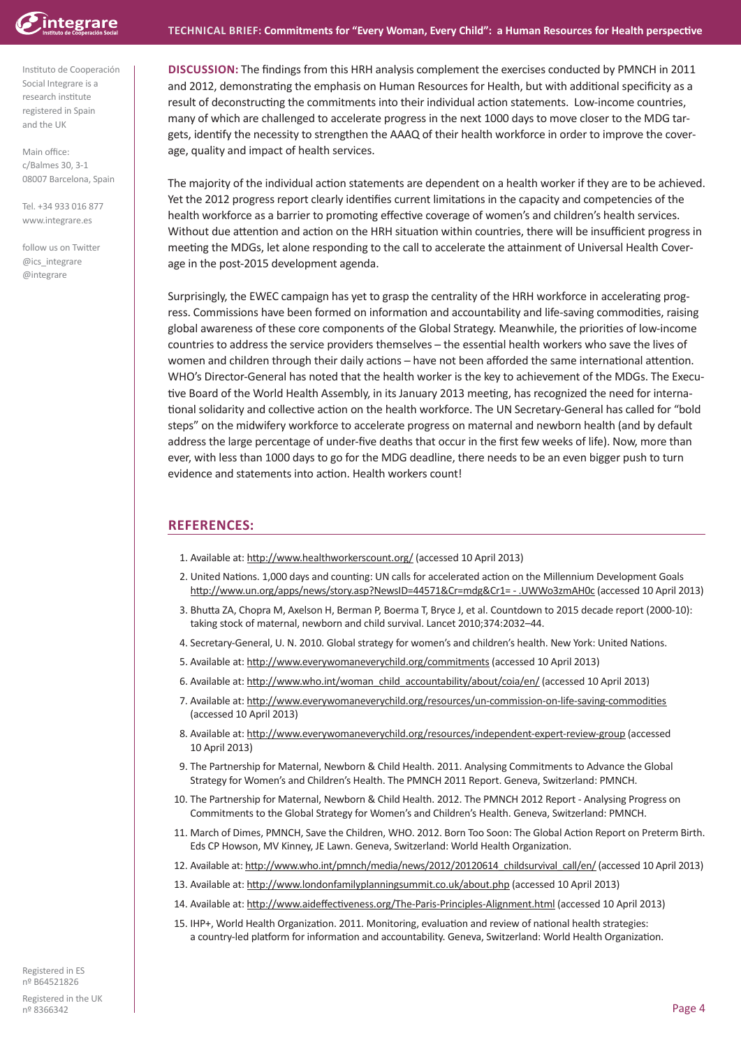**DISCUSSION:** The findings from this HRH analysis complement the exercises conducted by PMNCH in 2011 and 2012, demonstrating the emphasis on Human Resources for Health, but with additional specificity as a result of deconstructing the commitments into their individual action statements. Low-income countries, many of which are challenged to accelerate progress in the next 1000 days to move closer to the MDG targets, identify the necessity to strengthen the AAAQ of their health workforce in order to improve the coverage, quality and impact of health services.

The majority of the individual action statements are dependent on a health worker if they are to be achieved. Yet the 2012 progress report clearly identifies current limitations in the capacity and competencies of the health workforce as a barrier to promoting effective coverage of women's and children's health services. Without due attention and action on the HRH situation within countries, there will be insufficient progress in meeting the MDGs, let alone responding to the call to accelerate the attainment of Universal Health Coverage in the post-2015 development agenda.

Surprisingly, the EWEC campaign has yet to grasp the centrality of the HRH workforce in accelerating progress. Commissions have been formed on information and accountability and life-saving commodities, raising global awareness of these core components of the Global Strategy. Meanwhile, the priorities of low-income countries to address the service providers themselves – the essential health workers who save the lives of women and children through their daily actions – have not been afforded the same international attention. WHO's Director-General has noted that the health worker is the key to achievement of the MDGs. The Executive Board of the World Health Assembly, in its January 2013 meeting, has recognized the need for international solidarity and collective action on the health workforce. The UN Secretary-General has called for "bold steps" on the midwifery workforce to accelerate progress on maternal and newborn health (and by default address the large percentage of under-five deaths that occur in the first few weeks of life). Now, more than ever, with less than 1000 days to go for the MDG deadline, there needs to be an even bigger push to turn evidence and statements into action. Health workers count!

## REFERENCES:

1. Available at: http://www.healthworkerscount.org/ (accessed 10 April 2013)
2. United Nations. 1,000 days and counting: UN calls for accelerated action on the Millennium Development Goals http://www.un.org/apps/news/story.asp?NewsID=44571&Cr=mdg&Cr1= - .UWWo3zmAH0c (accessed 10 April 2013)
3. Bhutta ZA, Chopra M, Axelson H, Berman P, Boerma T, Bryce J, et al. Countdown to 2015 decade report (2000-10): taking stock of maternal, newborn and child survival. Lancet 2010;374:2032–44.
4. Secretary-General, U. N. 2010. Global strategy for women's and children's health. New York: United Nations.
5. Available at: http://www.everywomaneverychild.org/commitments (accessed 10 April 2013)
6. Available at: http://www.who.int/woman_child_accountability/about/coia/en/ (accessed 10 April 2013)
7. Available at: http://www.everywomaneverychild.org/resources/un-commission-on-life-saving-commodities (accessed 10 April 2013)
8. Available at: http://www.everywomaneverychild.org/resources/independent-expert-review-group (accessed 10 April 2013)
9. The Partnership for Maternal, Newborn & Child Health. 2011. Analysing Commitments to Advance the Global Strategy for Women's and Children's Health. The PMNCH 2011 Report. Geneva, Switzerland: PMNCH.
10. The Partnership for Maternal, Newborn & Child Health. 2012. The PMNCH 2012 Report - Analysing Progress on Commitments to the Global Strategy for Women's and Children's Health. Geneva, Switzerland: PMNCH.
11. March of Dimes, PMNCH, Save the Children, WHO. 2012. Born Too Soon: The Global Action Report on Preterm Birth. Eds CP Howson, MV Kinney, JE Lawn. Geneva, Switzerland: World Health Organization.
12. Available at: http://www.who.int/pmnch/media/news/2012/20120614_childsurvival_call/en/ (accessed 10 April 2013)
13. Available at: http://www.londonfamilyplanningsummit.co.uk/about.php (accessed 10 April 2013)
14. Available at: http://www.aideffectiveness.org/The-Paris-Principles-Alignment.html (accessed 10 April 2013)
15. IHP+, World Health Organization. 2011. Monitoring, evaluation and review of national health strategies: a country-led platform for information and accountability. Geneva, Switzerland: World Health Organization.